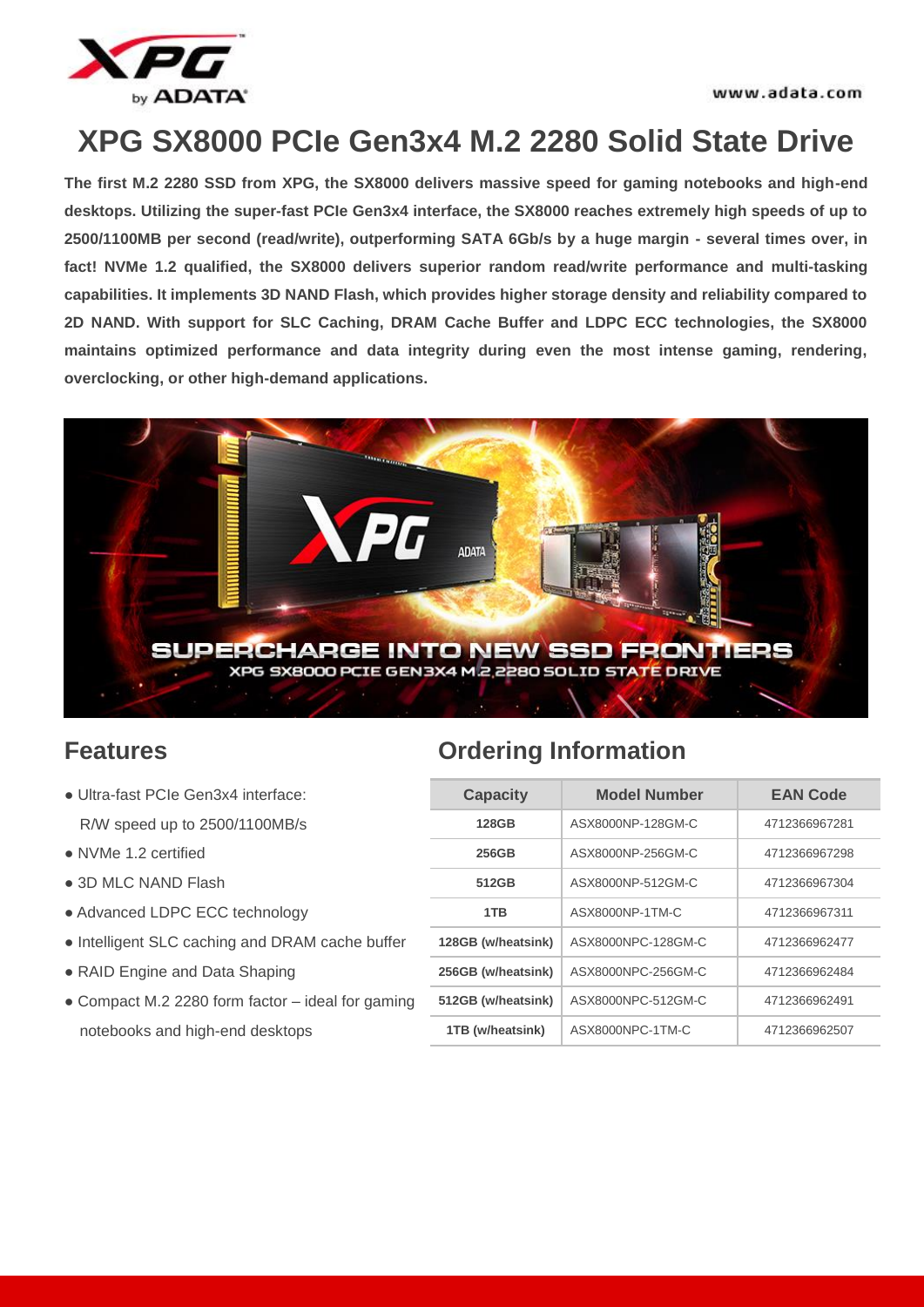# XPG SX8000 PCIe Gen3x4 M.2 2280 Solid State Drive

**The first M.2 2280 SSD from XPG, the SX8000 delivers massive speed for gaming notebooks and high-end desktops. Utilizing the super-fast PCIe Gen3x4 interface, the SX8000 reaches extremely high speeds of up to 2500/1100MB per second (read/write), outperforming SATA 6Gb/s by a huge margin - several times over, in fact! NVMe 1.2 qualified, the SX8000 delivers superior random read/write performance and multi-tasking capabilities. It implements 3D NAND Flash, which provides higher storage density and reliability compared to 2D NAND. With support for SLC Caching, DRAM Cache Buffer and LDPC ECC technologies, the SX8000 maintains optimized performance and data integrity during even the most intense gaming, rendering, overclocking, or other high-demand applications.**

## Features

- Ultra-fast PCIe Gen3x4 interface: R/W speed up to 2500/1100MB/s
- NVMe 1.2 certified
- 3D MLC NAND Flash
- Advanced LDPC ECC technology
- Intelligent SLC caching and DRAM cache buffer
- RAID Engine and Data Shaping
- Compact M.2 2280 form factor – ideal for gaming notebooks and high-end desktops

## Ordering Information

| Capacity | Model Number | EAN Code |
|---|---|---|
| 128GB | ASX8000NP-128GM-C | 4712366967281 |
| 256GB | ASX8000NP-256GM-C | 4712366967298 |
| 512GB | ASX8000NP-512GM-C | 4712366967304 |
| 1TB | ASX8000NP-1TM-C | 4712366967311 |
| 128GB (w/heatsink) | ASX8000NPC-128GM-C | 4712366962477 |
| 256GB (w/heatsink) | ASX8000NPC-256GM-C | 4712366962484 |
| 512GB (w/heatsink) | ASX8000NPC-512GM-C | 4712366962491 |
| 1TB (w/heatsink) | ASX8000NPC-1TM-C | 4712366962507 |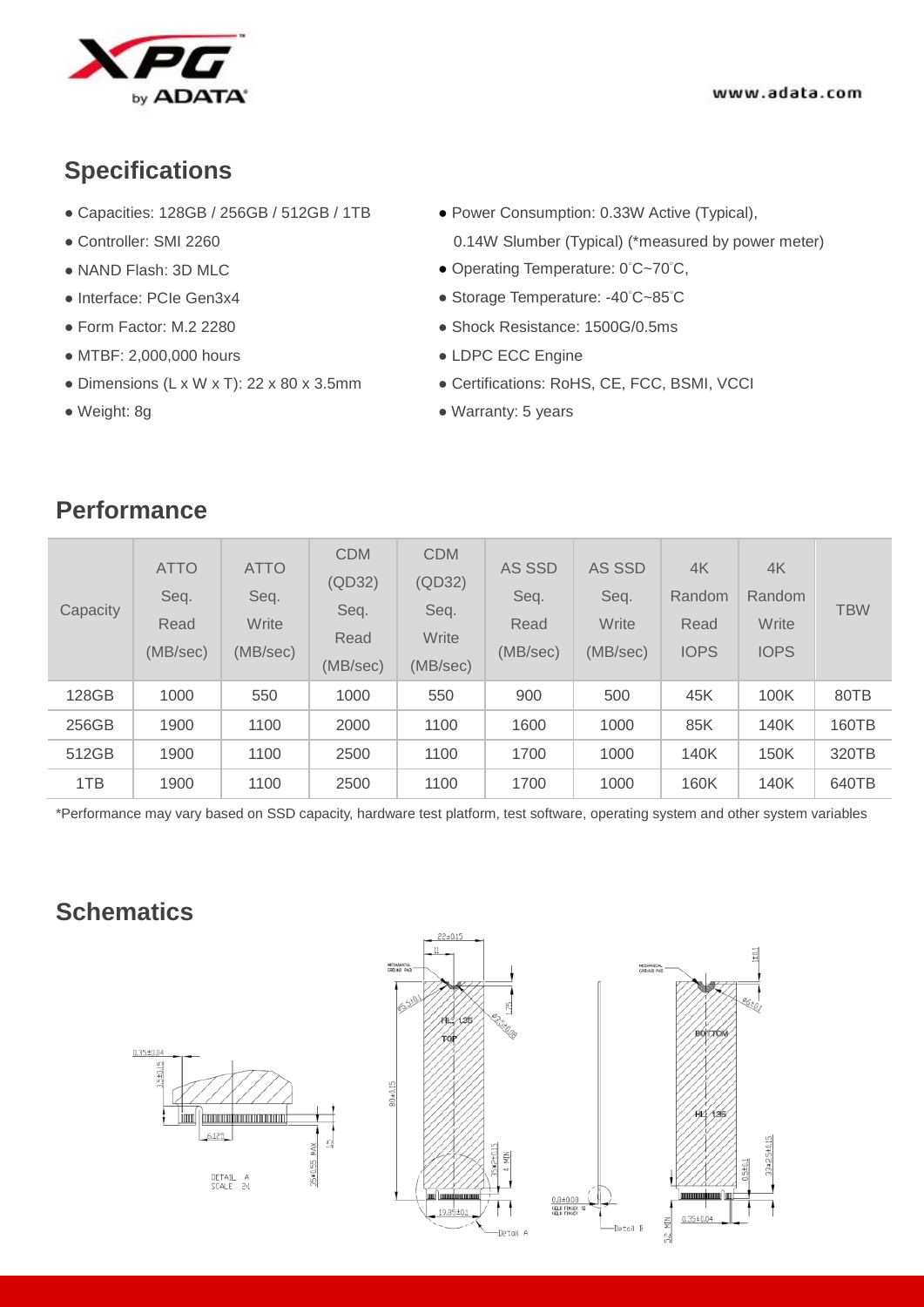## Specifications

- Capacities: 128GB / 256GB / 512GB / 1TB
- Controller: SMI 2260
- NAND Flash: 3D MLC
- Interface: PCIe Gen3x4
- Form Factor: M.2 2280
- MTBF: 2,000,000 hours
- Dimensions (L x W x T): 22 x 80 x 3.5mm
- Weight: 8g
- Power Consumption: 0.33W Active (Typical), 0.14W Slumber (Typical) (*measured by power meter)
- Operating Temperature: 0°C~70°C,
- Storage Temperature: -40°C~85°C
- Shock Resistance: 1500G/0.5ms
- LDPC ECC Engine
- Certifications: RoHS, CE, FCC, BSMI, VCCI
- Warranty: 5 years

## Performance

| Capacity | ATTO Seq. Read (MB/sec) | ATTO Seq. Write (MB/sec) | CDM (QD32) Seq. Read (MB/sec) | CDM (QD32) Seq. Write (MB/sec) | AS SSD Seq. Read (MB/sec) | AS SSD Seq. Write (MB/sec) | 4K Random Read IOPS | 4K Random Write IOPS | TBW |
|---|---|---|---|---|---|---|---|---|---|
| 128GB | 1000 | 550 | 1000 | 550 | 900 | 500 | 45K | 100K | 80TB |
| 256GB | 1900 | 1100 | 2000 | 1100 | 1600 | 1000 | 85K | 140K | 160TB |
| 512GB | 1900 | 1100 | 2500 | 1100 | 1700 | 1000 | 140K | 150K | 320TB |
| 1TB | 1900 | 1100 | 2500 | 1100 | 1700 | 1000 | 160K | 140K | 640TB |

*Performance may vary based on SSD capacity, hardware test platform, test software, operating system and other system variables

## Schematics